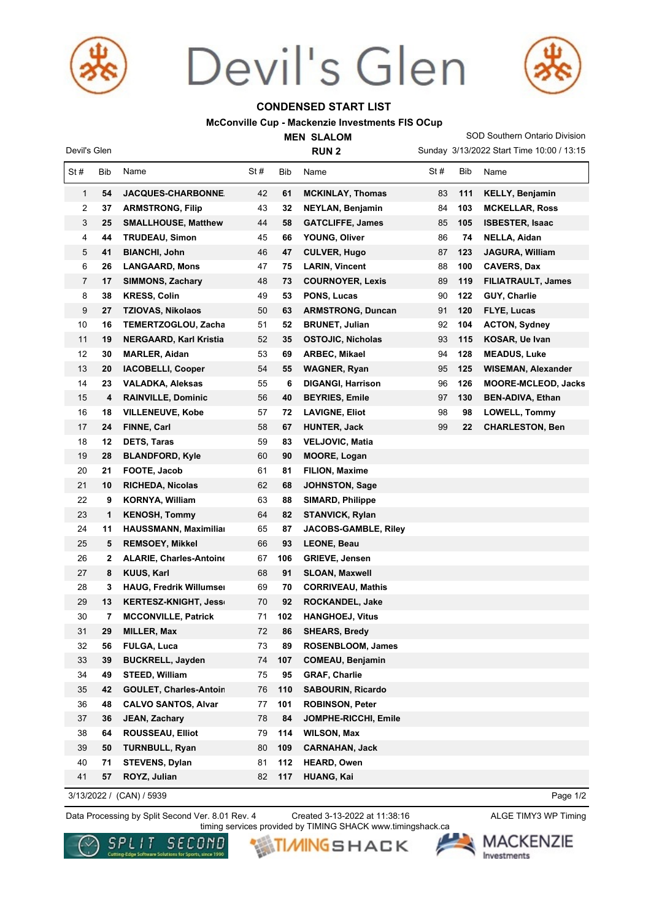# Devil's Glen

## CONDENSED START LIST

**McConville Cup - Mackenzie Investments FIS OCup**

**MEN SLALOM**

**RUN 2**

SOD Southern Ontario Division

Devil's Glen

Sunday 3/13/2022 Start Time 10:00 / 13:15

| St # | Bib | Name | St # | Bib | Name | St # | Bib | Name |
|---|---|---|---|---|---|---|---|---|
| 1 | **54** | **JACQUES-CHARBONNE** | 42 | **61** | **MCKINLAY, Thomas** | 83 | **111** | **KELLY, Benjamin** |
| 2 | **37** | **ARMSTRONG, Filip** | 43 | **32** | **NEYLAN, Benjamin** | 84 | **103** | **MCKELLAR, Ross** |
| 3 | **25** | **SMALLHOUSE, Matthew** | 44 | **58** | **GATCLIFFE, James** | 85 | **105** | **ISBESTER, Isaac** |
| 4 | **44** | **TRUDEAU, Simon** | 45 | **66** | **YOUNG, Oliver** | 86 | **74** | **NELLA, Aidan** |
| 5 | **41** | **BIANCHI, John** | 46 | **47** | **CULVER, Hugo** | 87 | **123** | **JAGURA, William** |
| 6 | **26** | **LANGAARD, Mons** | 47 | **75** | **LARIN, Vincent** | 88 | **100** | **CAVERS, Dax** |
| 7 | **17** | **SIMMONS, Zachary** | 48 | **73** | **COURNOYER, Lexis** | 89 | **119** | **FILIATRAULT, James** |
| 8 | **38** | **KRESS, Colin** | 49 | **53** | **PONS, Lucas** | 90 | **122** | **GUY, Charlie** |
| 9 | **27** | **TZIOVAS, Nikolaos** | 50 | **63** | **ARMSTRONG, Duncan** | 91 | **120** | **FLYE, Lucas** |
| 10 | **16** | **TEMERTZOGLOU, Zacha** | 51 | **52** | **BRUNET, Julian** | 92 | **104** | **ACTON, Sydney** |
| 11 | **19** | **NERGAARD, Karl Kristia** | 52 | **35** | **OSTOJIC, Nicholas** | 93 | **115** | **KOSAR, Ue Ivan** |
| 12 | **30** | **MARLER, Aidan** | 53 | **69** | **ARBEC, Mikael** | 94 | **128** | **MEADUS, Luke** |
| 13 | **20** | **IACOBELLI, Cooper** | 54 | **55** | **WAGNER, Ryan** | 95 | **125** | **WISEMAN, Alexander** |
| 14 | **23** | **VALADKA, Aleksas** | 55 | **6** | **DIGANGI, Harrison** | 96 | **126** | **MOORE-MCLEOD, Jacks** |
| 15 | **4** | **RAINVILLE, Dominic** | 56 | **40** | **BEYRIES, Emile** | 97 | **130** | **BEN-ADIVA, Ethan** |
| 16 | **18** | **VILLENEUVE, Kobe** | 57 | **72** | **LAVIGNE, Eliot** | 98 | **98** | **LOWELL, Tommy** |
| 17 | **24** | **FINNE, Carl** | 58 | **67** | **HUNTER, Jack** | 99 | **22** | **CHARLESTON, Ben** |
| 18 | **12** | **DETS, Taras** | 59 | **83** | **VELJOVIC, Matia** | | | |
| 19 | **28** | **BLANDFORD, Kyle** | 60 | **90** | **MOORE, Logan** | | | |
| 20 | **21** | **FOOTE, Jacob** | 61 | **81** | **FILION, Maxime** | | | |
| 21 | **10** | **RICHEDA, Nicolas** | 62 | **68** | **JOHNSTON, Sage** | | | |
| 22 | **9** | **KORNYA, William** | 63 | **88** | **SIMARD, Philippe** | | | |
| 23 | **1** | **KENOSH, Tommy** | 64 | **82** | **STANVICK, Rylan** | | | |
| 24 | **11** | **HAUSSMANN, Maximilian** | 65 | **87** | **JACOBS-GAMBLE, Riley** | | | |
| 25 | **5** | **REMSOEY, Mikkel** | 66 | **93** | **LEONE, Beau** | | | |
| 26 | **2** | **ALARIE, Charles-Antoine** | 67 | **106** | **GRIEVE, Jensen** | | | |
| 27 | **8** | **KUUS, Karl** | 68 | **91** | **SLOAN, Maxwell** | | | |
| 28 | **3** | **HAUG, Fredrik Willumsen** | 69 | **70** | **CORRIVEAU, Mathis** | | | |
| 29 | **13** | **KERTESZ-KNIGHT, Jess** | 70 | **92** | **ROCKANDEL, Jake** | | | |
| 30 | **7** | **MCCONVILLE, Patrick** | 71 | **102** | **HANGHOEJ, Vitus** | | | |
| 31 | **29** | **MILLER, Max** | 72 | **86** | **SHEARS, Bredy** | | | |
| 32 | **56** | **FULGA, Luca** | 73 | **89** | **ROSENBLOOM, James** | | | |
| 33 | **39** | **BUCKRELL, Jayden** | 74 | **107** | **COMEAU, Benjamin** | | | |
| 34 | **49** | **STEED, William** | 75 | **95** | **GRAF, Charlie** | | | |
| 35 | **42** | **GOULET, Charles-Antoin** | 76 | **110** | **SABOURIN, Ricardo** | | | |
| 36 | **48** | **CALVO SANTOS, Alvar** | 77 | **101** | **ROBINSON, Peter** | | | |
| 37 | **36** | **JEAN, Zachary** | 78 | **84** | **JOMPHE-RICCHI, Emile** | | | |
| 38 | **64** | **ROUSSEAU, Elliot** | 79 | **114** | **WILSON, Max** | | | |
| 39 | **50** | **TURNBULL, Ryan** | 80 | **109** | **CARNAHAN, Jack** | | | |
| 40 | **71** | **STEVENS, Dylan** | 81 | **112** | **HEARD, Owen** | | | |
| 41 | **57** | **ROYZ, Julian** | 82 | **117** | **HUANG, Kai** | | | |

3/13/2022 / (CAN) / 5939

Data Processing by Split Second Ver. 8.01 Rev. 4 Created 3-13-2022 at 11:38:16 ALGE TIMY3 WP Timing

timing services provided by TIMING SHACK www.timingshack.ca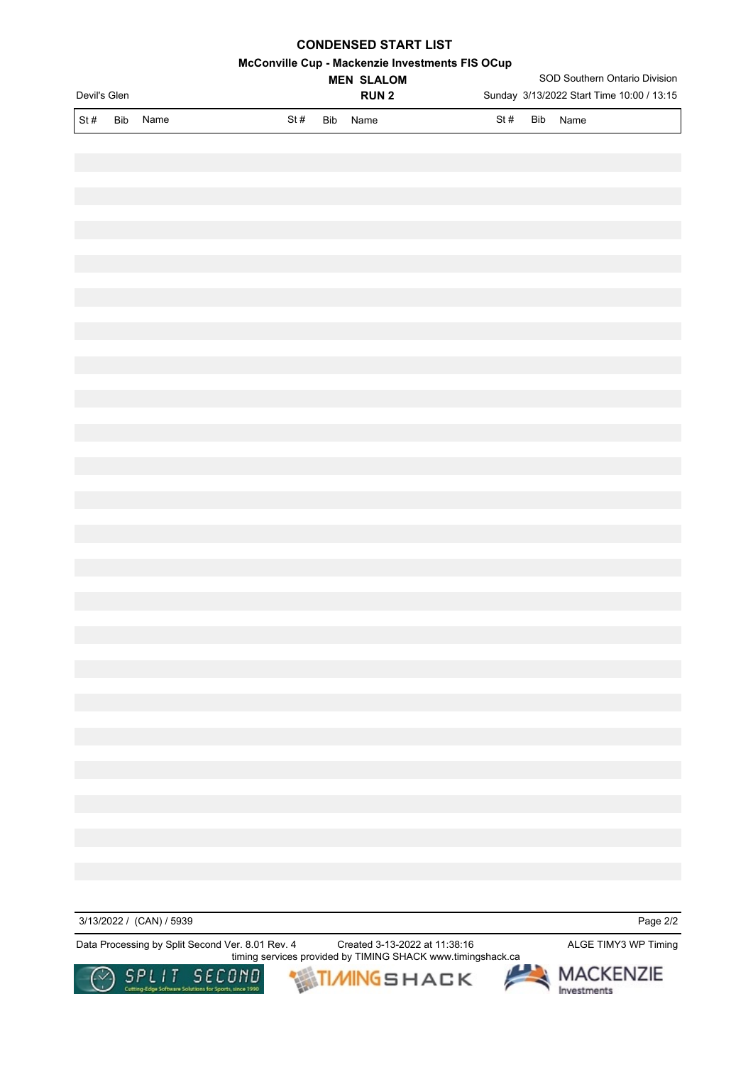# CONDENSED START LIST

## McConville Cup - Mackenzie Investments FIS OCup

### MEN SLALOM

### RUN 2

SOD Southern Ontario Division

Devil's Glen

Sunday 3/13/2022 Start Time 10:00 / 13:15

| St # | Bib | Name | St # | Bib | Name | St # | Bib | Name |
|---|---|---|---|---|---|---|---|---|

3/13/2022 / (CAN) / 5939

Data Processing by Split Second Ver. 8.01 Rev. 4 Created 3-13-2022 at 11:38:16 ALGE TIMY3 WP Timing

timing services provided by TIMING SHACK www.timingshack.ca